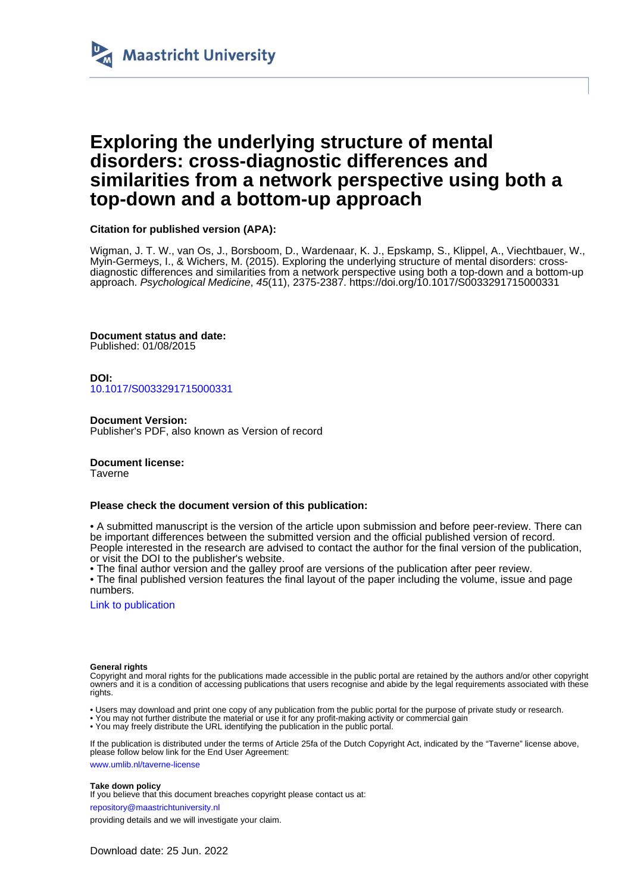Maastricht University

# Exploring the underlying structure of mental disorders: cross-diagnostic differences and similarities from a network perspective using both a top-down and a bottom-up approach

**Citation for published version (APA):**

Wigman, J. T. W., van Os, J., Borsboom, D., Wardenaar, K. J., Epskamp, S., Klippel, A., Viechtbauer, W., Myin-Germeys, I., & Wichers, M. (2015). Exploring the underlying structure of mental disorders: cross-diagnostic differences and similarities from a network perspective using both a top-down and a bottom-up approach. *Psychological Medicine*, *45*(11), 2375-2387. https://doi.org/10.1017/S0033291715000331

**Document status and date:**
Published: 01/08/2015

**DOI:**
10.1017/S0033291715000331

**Document Version:**
Publisher's PDF, also known as Version of record

**Document license:**
Taverne

**Please check the document version of this publication:**

• A submitted manuscript is the version of the article upon submission and before peer-review. There can be important differences between the submitted version and the official published version of record. People interested in the research are advised to contact the author for the final version of the publication, or visit the DOI to the publisher's website.
• The final author version and the galley proof are versions of the publication after peer review.
• The final published version features the final layout of the paper including the volume, issue and page numbers.

Link to publication

**General rights**
Copyright and moral rights for the publications made accessible in the public portal are retained by the authors and/or other copyright owners and it is a condition of accessing publications that users recognise and abide by the legal requirements associated with these rights.

• Users may download and print one copy of any publication from the public portal for the purpose of private study or research.
• You may not further distribute the material or use it for any profit-making activity or commercial gain
• You may freely distribute the URL identifying the publication in the public portal.

If the publication is distributed under the terms of Article 25fa of the Dutch Copyright Act, indicated by the "Taverne" license above, please follow below link for the End User Agreement:

www.umlib.nl/taverne-license

**Take down policy**
If you believe that this document breaches copyright please contact us at:

repository@maastrichtuniversity.nl

providing details and we will investigate your claim.

Download date: 25 Jun. 2022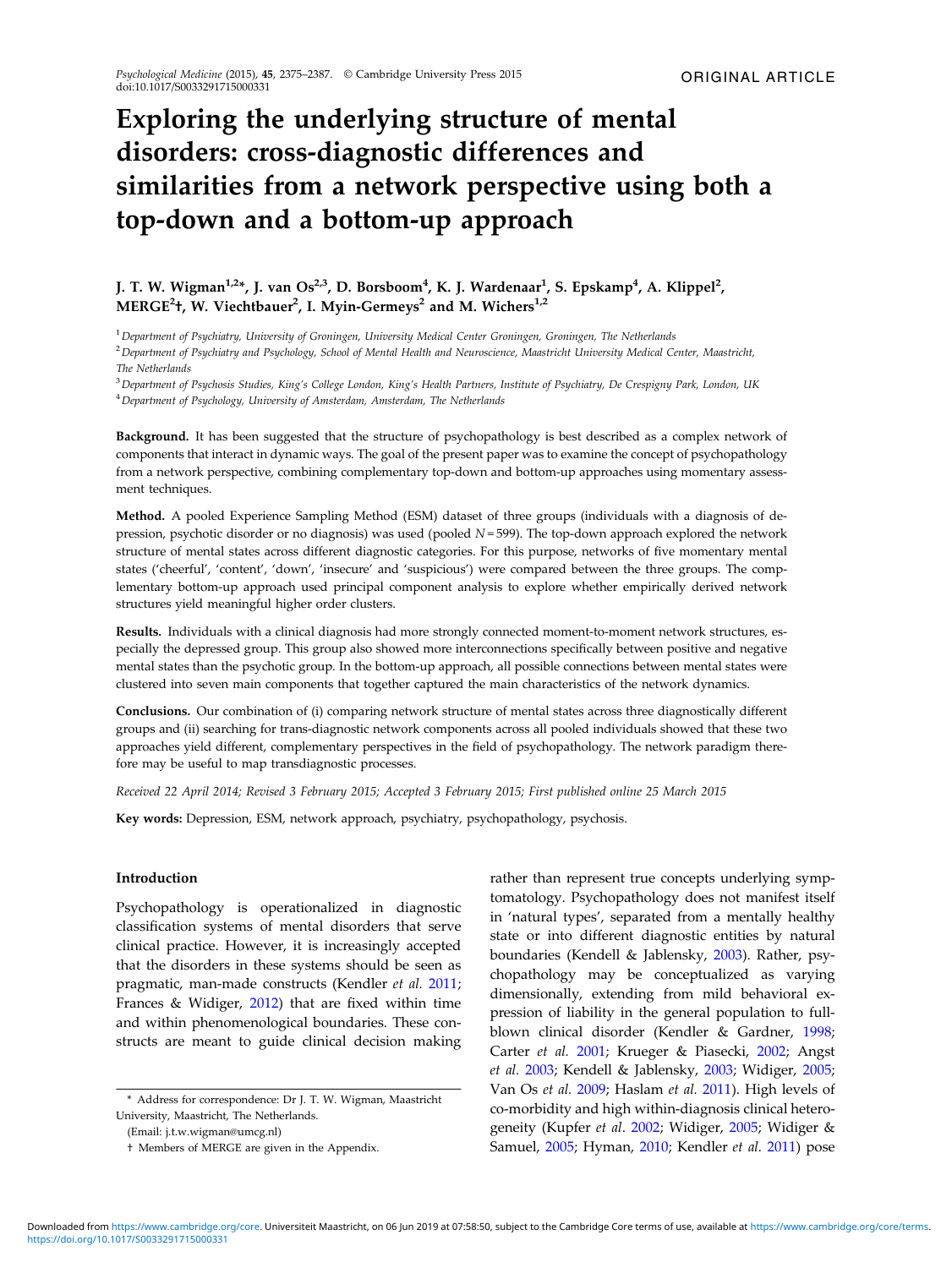# Exploring the underlying structure of mental disorders: cross-diagnostic differences and similarities from a network perspective using both a top-down and a bottom-up approach

**J. T. W. Wigman[1,2]*, J. van Os[2,3], D. Borsboom[4], K. J. Wardenaar[1], S. Epskamp[4], A. Klippel[2], MERGE[2]†, W. Viechtbauer[2], I. Myin-Germeys[2] and M. Wichers[1,2]**

[1] *Department of Psychiatry, University of Groningen, University Medical Center Groningen, Groningen, The Netherlands*

[2] *Department of Psychiatry and Psychology, School of Mental Health and Neuroscience, Maastricht University Medical Center, Maastricht, The Netherlands*

[3] *Department of Psychosis Studies, King's College London, King's Health Partners, Institute of Psychiatry, De Crespigny Park, London, UK*

[4] *Department of Psychology, University of Amsterdam, Amsterdam, The Netherlands*

**Background.** It has been suggested that the structure of psychopathology is best described as a complex network of components that interact in dynamic ways. The goal of the present paper was to examine the concept of psychopathology from a network perspective, combining complementary top-down and bottom-up approaches using momentary assessment techniques.

**Method.** A pooled Experience Sampling Method (ESM) dataset of three groups (individuals with a diagnosis of depression, psychotic disorder or no diagnosis) was used (pooled $N = 599$). The top-down approach explored the network structure of mental states across different diagnostic categories. For this purpose, networks of five momentary mental states ('cheerful', 'content', 'down', 'insecure' and 'suspicious') were compared between the three groups. The complementary bottom-up approach used principal component analysis to explore whether empirically derived network structures yield meaningful higher order clusters.

**Results.** Individuals with a clinical diagnosis had more strongly connected moment-to-moment network structures, especially the depressed group. This group also showed more interconnections specifically between positive and negative mental states than the psychotic group. In the bottom-up approach, all possible connections between mental states were clustered into seven main components that together captured the main characteristics of the network dynamics.

**Conclusions.** Our combination of (i) comparing network structure of mental states across three diagnostically different groups and (ii) searching for trans-diagnostic network components across all pooled individuals showed that these two approaches yield different, complementary perspectives in the field of psychopathology. The network paradigm therefore may be useful to map transdiagnostic processes.

*Received 22 April 2014; Revised 3 February 2015; Accepted 3 February 2015; First published online 25 March 2015*

**Key words:** Depression, ESM, network approach, psychiatry, psychopathology, psychosis.

## Introduction

Psychopathology is operationalized in diagnostic classification systems of mental disorders that serve clinical practice. However, it is increasingly accepted that the disorders in these systems should be seen as pragmatic, man-made constructs (Kendler *et al.* 2011; Frances & Widiger, 2012) that are fixed within time and within phenomenological boundaries. These constructs are meant to guide clinical decision making rather than represent true concepts underlying symptomatology. Psychopathology does not manifest itself in 'natural types', separated from a mentally healthy state or into different diagnostic entities by natural boundaries (Kendell & Jablensky, 2003). Rather, psychopathology may be conceptualized as varying dimensionally, extending from mild behavioral expression of liability in the general population to full-blown clinical disorder (Kendler & Gardner, 1998; Carter *et al.* 2001; Krueger & Piasecki, 2002; Angst *et al.* 2003; Kendell & Jablensky, 2003; Widiger, 2005; Van Os *et al.* 2009; Haslam *et al.* 2011). High levels of co-morbidity and high within-diagnosis clinical heterogeneity (Kupfer *et al.* 2002; Widiger, 2005; Widiger & Samuel, 2005; Hyman, 2010; Kendler *et al.* 2011) pose

\* Address for correspondence: Dr J. T. W. Wigman, Maastricht University, Maastricht, The Netherlands.

(Email: j.t.w.wigman@umcg.nl)

† Members of MERGE are given in the Appendix.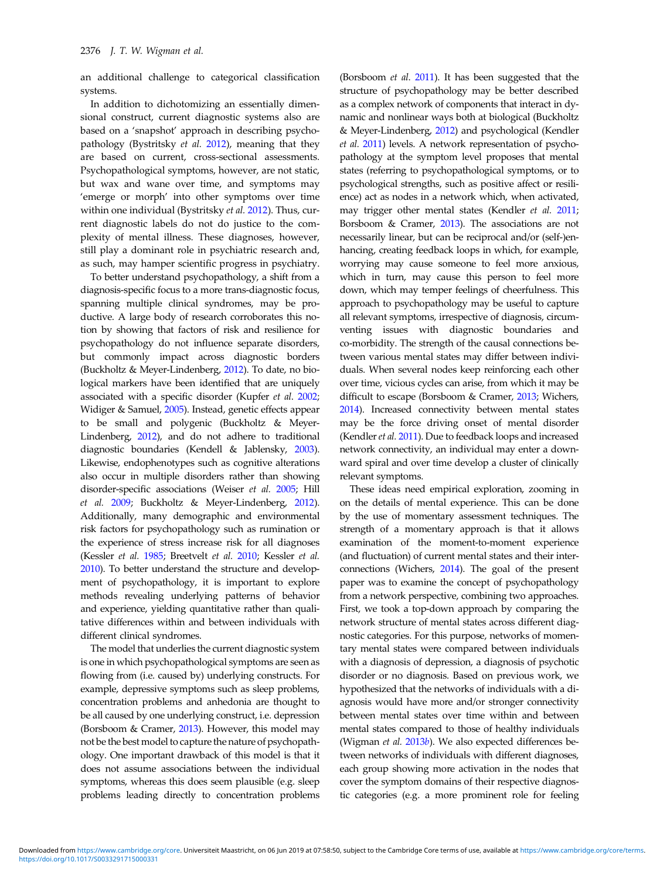an additional challenge to categorical classification systems.

In addition to dichotomizing an essentially dimensional construct, current diagnostic systems also are based on a 'snapshot' approach in describing psychopathology (Bystritsky *et al.* 2012), meaning that they are based on current, cross-sectional assessments. Psychopathological symptoms, however, are not static, but wax and wane over time, and symptoms may 'emerge or morph' into other symptoms over time within one individual (Bystritsky *et al.* 2012). Thus, current diagnostic labels do not do justice to the complexity of mental illness. These diagnoses, however, still play a dominant role in psychiatric research and, as such, may hamper scientific progress in psychiatry.

To better understand psychopathology, a shift from a diagnosis-specific focus to a more trans-diagnostic focus, spanning multiple clinical syndromes, may be productive. A large body of research corroborates this notion by showing that factors of risk and resilience for psychopathology do not influence separate disorders, but commonly impact across diagnostic borders (Buckholtz & Meyer-Lindenberg, 2012). To date, no biological markers have been identified that are uniquely associated with a specific disorder (Kupfer *et al.* 2002; Widiger & Samuel, 2005). Instead, genetic effects appear to be small and polygenic (Buckholtz & Meyer-Lindenberg, 2012), and do not adhere to traditional diagnostic boundaries (Kendell & Jablensky, 2003). Likewise, endophenotypes such as cognitive alterations also occur in multiple disorders rather than showing disorder-specific associations (Weiser *et al.* 2005; Hill *et al.* 2009; Buckholtz & Meyer-Lindenberg, 2012). Additionally, many demographic and environmental risk factors for psychopathology such as rumination or the experience of stress increase risk for all diagnoses (Kessler *et al.* 1985; Breetvelt *et al.* 2010; Kessler *et al.* 2010). To better understand the structure and development of psychopathology, it is important to explore methods revealing underlying patterns of behavior and experience, yielding quantitative rather than qualitative differences within and between individuals with different clinical syndromes.

The model that underlies the current diagnostic system is one in which psychopathological symptoms are seen as flowing from (i.e. caused by) underlying constructs. For example, depressive symptoms such as sleep problems, concentration problems and anhedonia are thought to be all caused by one underlying construct, i.e. depression (Borsboom & Cramer, 2013). However, this model may not be the best model to capture the nature of psychopathology. One important drawback of this model is that it does not assume associations between the individual symptoms, whereas this does seem plausible (e.g. sleep problems leading directly to concentration problems (Borsboom *et al.* 2011). It has been suggested that the structure of psychopathology may be better described as a complex network of components that interact in dynamic and nonlinear ways both at biological (Buckholtz & Meyer-Lindenberg, 2012) and psychological (Kendler *et al.* 2011) levels. A network representation of psychopathology at the symptom level proposes that mental states (referring to psychopathological symptoms, or to psychological strengths, such as positive affect or resilience) act as nodes in a network which, when activated, may trigger other mental states (Kendler *et al.* 2011; Borsboom & Cramer, 2013). The associations are not necessarily linear, but can be reciprocal and/or (self-)enhancing, creating feedback loops in which, for example, worrying may cause someone to feel more anxious, which in turn, may cause this person to feel more down, which may temper feelings of cheerfulness. This approach to psychopathology may be useful to capture all relevant symptoms, irrespective of diagnosis, circumventing issues with diagnostic boundaries and co-morbidity. The strength of the causal connections between various mental states may differ between individuals. When several nodes keep reinforcing each other over time, vicious cycles can arise, from which it may be difficult to escape (Borsboom & Cramer, 2013; Wichers, 2014). Increased connectivity between mental states may be the force driving onset of mental disorder (Kendler *et al.* 2011). Due to feedback loops and increased network connectivity, an individual may enter a downward spiral and over time develop a cluster of clinically relevant symptoms.

These ideas need empirical exploration, zooming in on the details of mental experience. This can be done by the use of momentary assessment techniques. The strength of a momentary approach is that it allows examination of the moment-to-moment experience (and fluctuation) of current mental states and their interconnections (Wichers, 2014). The goal of the present paper was to examine the concept of psychopathology from a network perspective, combining two approaches. First, we took a top-down approach by comparing the network structure of mental states across different diagnostic categories. For this purpose, networks of momentary mental states were compared between individuals with a diagnosis of depression, a diagnosis of psychotic disorder or no diagnosis. Based on previous work, we hypothesized that the networks of individuals with a diagnosis would have more and/or stronger connectivity between mental states over time within and between mental states compared to those of healthy individuals (Wigman *et al.* 2013*b*). We also expected differences between networks of individuals with different diagnoses, each group showing more activation in the nodes that cover the symptom domains of their respective diagnostic categories (e.g. a more prominent role for feeling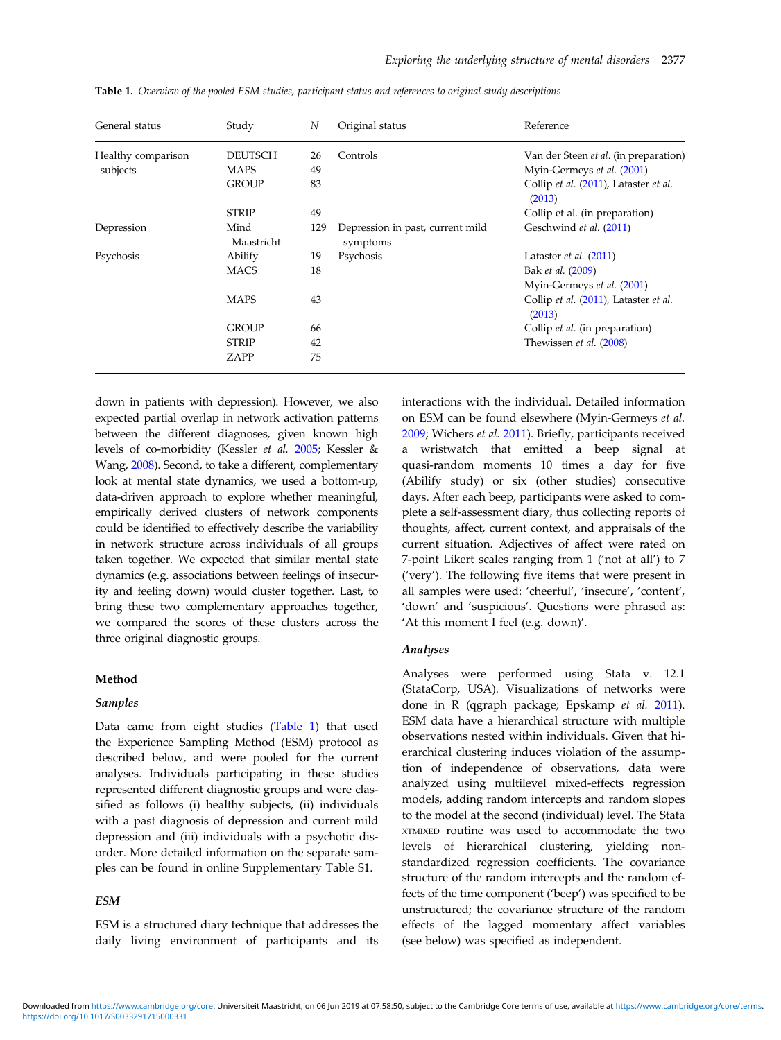Table 1. *Overview of the pooled ESM studies, participant status and references to original study descriptions*

| General status | Study | N | Original status | Reference |
|---|---|---|---|---|
| Healthy comparison subjects | DEUTSCH | 26 | Controls | Van der Steen *et al.* (in preparation) |
| | MAPS | 49 | | Myin-Germeys *et al.* (2001) |
| | GROUP | 83 | | Collip *et al.* (2011), Lataster *et al.* (2013) |
| | STRIP | 49 | | Collip et al. (in preparation) |
| Depression | Mind Maastricht | 129 | Depression in past, current mild symptoms | Geschwind *et al.* (2011) |
| Psychosis | Abilify | 19 | Psychosis | Lataster *et al.* (2011) |
| | MACS | 18 | | Bak *et al.* (2009) |
| | | | | Myin-Germeys *et al.* (2001) |
| | MAPS | 43 | | Collip *et al.* (2011), Lataster *et al.* (2013) |
| | GROUP | 66 | | Collip *et al.* (in preparation) |
| | STRIP | 42 | | Thewissen *et al.* (2008) |
| | ZAPP | 75 | | |

down in patients with depression). However, we also expected partial overlap in network activation patterns between the different diagnoses, given known high levels of co-morbidity (Kessler *et al.* 2005; Kessler & Wang, 2008). Second, to take a different, complementary look at mental state dynamics, we used a bottom-up, data-driven approach to explore whether meaningful, empirically derived clusters of network components could be identified to effectively describe the variability in network structure across individuals of all groups taken together. We expected that similar mental state dynamics (e.g. associations between feelings of insecurity and feeling down) would cluster together. Last, to bring these two complementary approaches together, we compared the scores of these clusters across the three original diagnostic groups.

## Method

### *Samples*

Data came from eight studies (Table 1) that used the Experience Sampling Method (ESM) protocol as described below, and were pooled for the current analyses. Individuals participating in these studies represented different diagnostic groups and were classified as follows (i) healthy subjects, (ii) individuals with a past diagnosis of depression and current mild depression and (iii) individuals with a psychotic disorder. More detailed information on the separate samples can be found in online Supplementary Table S1.

### *ESM*

ESM is a structured diary technique that addresses the daily living environment of participants and its interactions with the individual. Detailed information on ESM can be found elsewhere (Myin-Germeys *et al.* 2009; Wichers *et al.* 2011). Briefly, participants received a wristwatch that emitted a beep signal at quasi-random moments 10 times a day for five (Abilify study) or six (other studies) consecutive days. After each beep, participants were asked to complete a self-assessment diary, thus collecting reports of thoughts, affect, current context, and appraisals of the current situation. Adjectives of affect were rated on 7-point Likert scales ranging from 1 ('not at all') to 7 ('very'). The following five items that were present in all samples were used: 'cheerful', 'insecure', 'content', 'down' and 'suspicious'. Questions were phrased as: 'At this moment I feel (e.g. down)'.

### *Analyses*

Analyses were performed using Stata v. 12.1 (StataCorp, USA). Visualizations of networks were done in R (qgraph package; Epskamp *et al.* 2011). ESM data have a hierarchical structure with multiple observations nested within individuals. Given that hierarchical clustering induces violation of the assumption of independence of observations, data were analyzed using multilevel mixed-effects regression models, adding random intercepts and random slopes to the model at the second (individual) level. The Stata XTMIXED routine was used to accommodate the two levels of hierarchical clustering, yielding non-standardized regression coefficients. The covariance structure of the random intercepts and the random effects of the time component ('beep') was specified to be unstructured; the covariance structure of the random effects of the lagged momentary affect variables (see below) was specified as independent.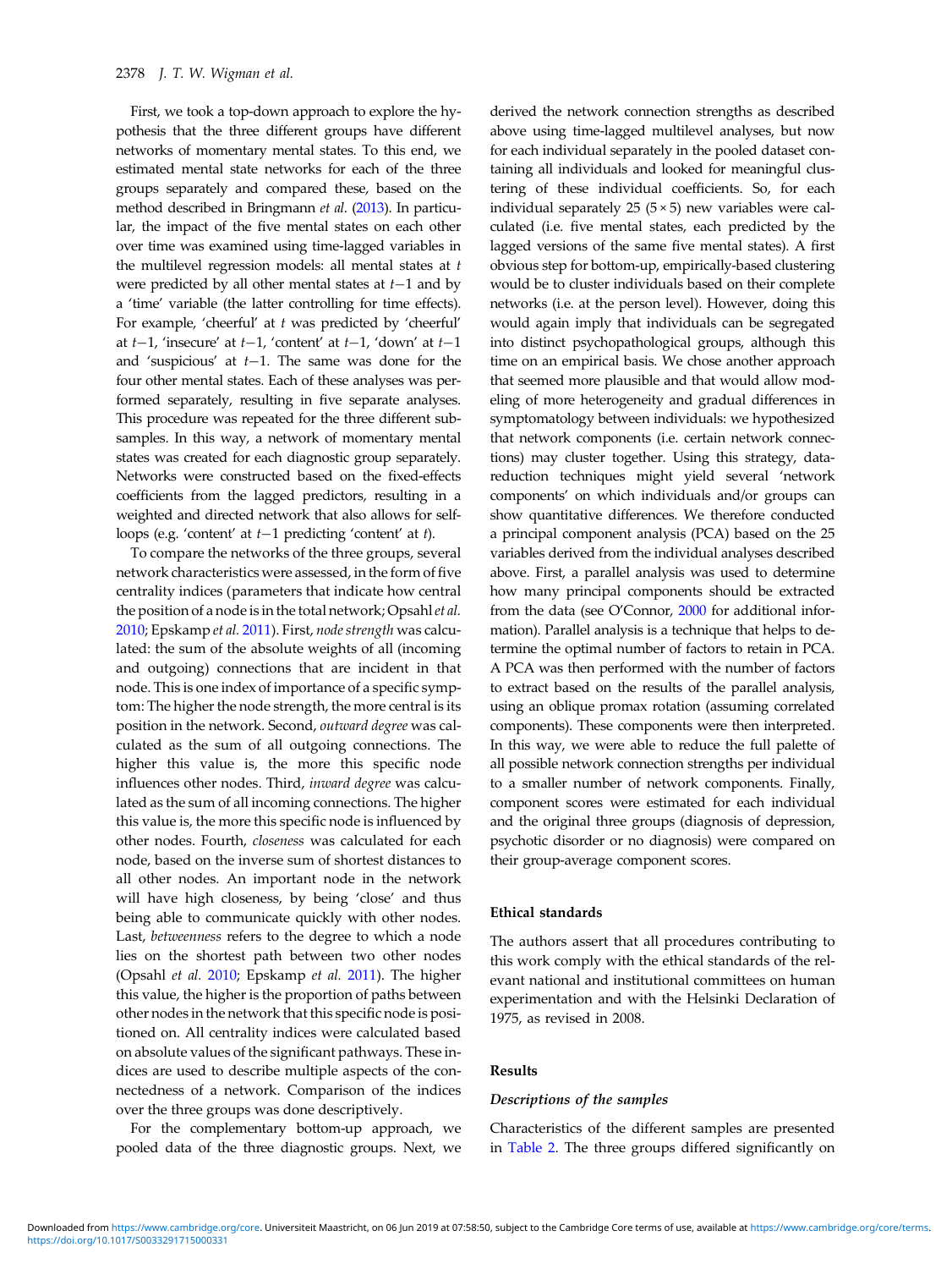First, we took a top-down approach to explore the hypothesis that the three different groups have different networks of momentary mental states. To this end, we estimated mental state networks for each of the three groups separately and compared these, based on the method described in Bringmann *et al.* (2013). In particular, the impact of the five mental states on each other over time was examined using time-lagged variables in the multilevel regression models: all mental states at $t$ were predicted by all other mental states at $t-1$ and by a 'time' variable (the latter controlling for time effects). For example, 'cheerful' at $t$ was predicted by 'cheerful' at $t-1$, 'insecure' at $t-1$, 'content' at $t-1$, 'down' at $t-1$ and 'suspicious' at $t-1$. The same was done for the four other mental states. Each of these analyses was performed separately, resulting in five separate analyses. This procedure was repeated for the three different subsamples. In this way, a network of momentary mental states was created for each diagnostic group separately. Networks were constructed based on the fixed-effects coefficients from the lagged predictors, resulting in a weighted and directed network that also allows for self-loops (e.g. 'content' at $t-1$ predicting 'content' at $t$).

To compare the networks of the three groups, several network characteristics were assessed, in the form of five centrality indices (parameters that indicate how central the position of a node is in the total network; Opsahl *et al.* 2010; Epskamp *et al.* 2011). First, *node strength* was calculated: the sum of the absolute weights of all (incoming and outgoing) connections that are incident in that node. This is one index of importance of a specific symptom: The higher the node strength, the more central is its position in the network. Second, *outward degree* was calculated as the sum of all outgoing connections. The higher this value is, the more this specific node influences other nodes. Third, *inward degree* was calculated as the sum of all incoming connections. The higher this value is, the more this specific node is influenced by other nodes. Fourth, *closeness* was calculated for each node, based on the inverse sum of shortest distances to all other nodes. An important node in the network will have high closeness, by being 'close' and thus being able to communicate quickly with other nodes. Last, *betweenness* refers to the degree to which a node lies on the shortest path between two other nodes (Opsahl *et al.* 2010; Epskamp *et al.* 2011). The higher this value, the higher is the proportion of paths between other nodes in the network that this specific node is positioned on. All centrality indices were calculated based on absolute values of the significant pathways. These indices are used to describe multiple aspects of the connectedness of a network. Comparison of the indices over the three groups was done descriptively.

For the complementary bottom-up approach, we pooled data of the three diagnostic groups. Next, we derived the network connection strengths as described above using time-lagged multilevel analyses, but now for each individual separately in the pooled dataset containing all individuals and looked for meaningful clustering of these individual coefficients. So, for each individual separately 25 ($5 \times 5$) new variables were calculated (i.e. five mental states, each predicted by the lagged versions of the same five mental states). A first obvious step for bottom-up, empirically-based clustering would be to cluster individuals based on their complete networks (i.e. at the person level). However, doing this would again imply that individuals can be segregated into distinct psychopathological groups, although this time on an empirical basis. We chose another approach that seemed more plausible and that would allow modeling of more heterogeneity and gradual differences in symptomatology between individuals: we hypothesized that network components (i.e. certain network connections) may cluster together. Using this strategy, data-reduction techniques might yield several 'network components' on which individuals and/or groups can show quantitative differences. We therefore conducted a principal component analysis (PCA) based on the 25 variables derived from the individual analyses described above. First, a parallel analysis was used to determine how many principal components should be extracted from the data (see O'Connor, 2000 for additional information). Parallel analysis is a technique that helps to determine the optimal number of factors to retain in PCA. A PCA was then performed with the number of factors to extract based on the results of the parallel analysis, using an oblique promax rotation (assuming correlated components). These components were then interpreted. In this way, we were able to reduce the full palette of all possible network connection strengths per individual to a smaller number of network components. Finally, component scores were estimated for each individual and the original three groups (diagnosis of depression, psychotic disorder or no diagnosis) were compared on their group-average component scores.

#### Ethical standards

The authors assert that all procedures contributing to this work comply with the ethical standards of the relevant national and institutional committees on human experimentation and with the Helsinki Declaration of 1975, as revised in 2008.

## Results

### *Descriptions of the samples*

Characteristics of the different samples are presented in Table 2. The three groups differed significantly on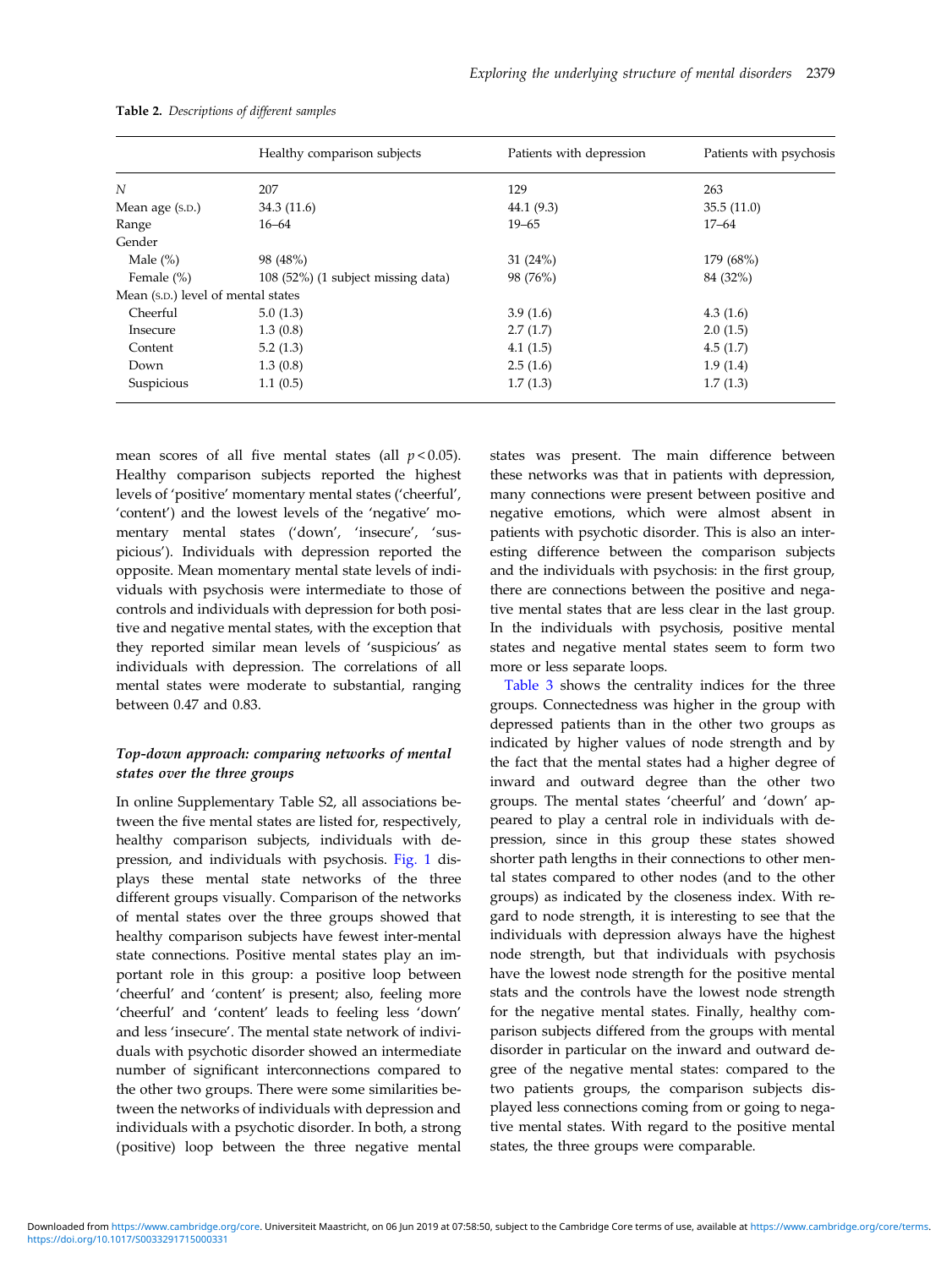Table 2. *Descriptions of different samples*

| | Healthy comparison subjects | Patients with depression | Patients with psychosis |
|---|---|---|---|
| *N* | 207 | 129 | 263 |
| Mean age (S.D.) | 34.3 (11.6) | 44.1 (9.3) | 35.5 (11.0) |
| Range | 16–64 | 19–65 | 17–64 |
| Gender | | | |
| Male (%) | 98 (48%) | 31 (24%) | 179 (68%) |
| Female (%) | 108 (52%) (1 subject missing data) | 98 (76%) | 84 (32%) |
| Mean (S.D.) level of mental states | | | |
| Cheerful | 5.0 (1.3) | 3.9 (1.6) | 4.3 (1.6) |
| Insecure | 1.3 (0.8) | 2.7 (1.7) | 2.0 (1.5) |
| Content | 5.2 (1.3) | 4.1 (1.5) | 4.5 (1.7) |
| Down | 1.3 (0.8) | 2.5 (1.6) | 1.9 (1.4) |
| Suspicious | 1.1 (0.5) | 1.7 (1.3) | 1.7 (1.3) |

mean scores of all five mental states (all $p < 0.05$). Healthy comparison subjects reported the highest levels of 'positive' momentary mental states ('cheerful', 'content') and the lowest levels of the 'negative' momentary mental states ('down', 'insecure', 'suspicious'). Individuals with depression reported the opposite. Mean momentary mental state levels of individuals with psychosis were intermediate to those of controls and individuals with depression for both positive and negative mental states, with the exception that they reported similar mean levels of 'suspicious' as individuals with depression. The correlations of all mental states were moderate to substantial, ranging between 0.47 and 0.83.

### *Top-down approach: comparing networks of mental states over the three groups*

In online Supplementary Table S2, all associations between the five mental states are listed for, respectively, healthy comparison subjects, individuals with depression, and individuals with psychosis. Fig. 1 displays these mental state networks of the three different groups visually. Comparison of the networks of mental states over the three groups showed that healthy comparison subjects have fewest inter-mental state connections. Positive mental states play an important role in this group: a positive loop between 'cheerful' and 'content' is present; also, feeling more 'cheerful' and 'content' leads to feeling less 'down' and less 'insecure'. The mental state network of individuals with psychotic disorder showed an intermediate number of significant interconnections compared to the other two groups. There were some similarities between the networks of individuals with depression and individuals with a psychotic disorder. In both, a strong (positive) loop between the three negative mental states was present. The main difference between these networks was that in patients with depression, many connections were present between positive and negative emotions, which were almost absent in patients with psychotic disorder. This is also an interesting difference between the comparison subjects and the individuals with psychosis: in the first group, there are connections between the positive and negative mental states that are less clear in the last group. In the individuals with psychosis, positive mental states and negative mental states seem to form two more or less separate loops.

Table 3 shows the centrality indices for the three groups. Connectedness was higher in the group with depressed patients than in the other two groups as indicated by higher values of node strength and by the fact that the mental states had a higher degree of inward and outward degree than the other two groups. The mental states 'cheerful' and 'down' appeared to play a central role in individuals with depression, since in this group these states showed shorter path lengths in their connections to other mental states compared to other nodes (and to the other groups) as indicated by the closeness index. With regard to node strength, it is interesting to see that the individuals with depression always have the highest node strength, but that individuals with psychosis have the lowest node strength for the positive mental stats and the controls have the lowest node strength for the negative mental states. Finally, healthy comparison subjects differed from the groups with mental disorder in particular on the inward and outward degree of the negative mental states: compared to the two patients groups, the comparison subjects displayed less connections coming from or going to negative mental states. With regard to the positive mental states, the three groups were comparable.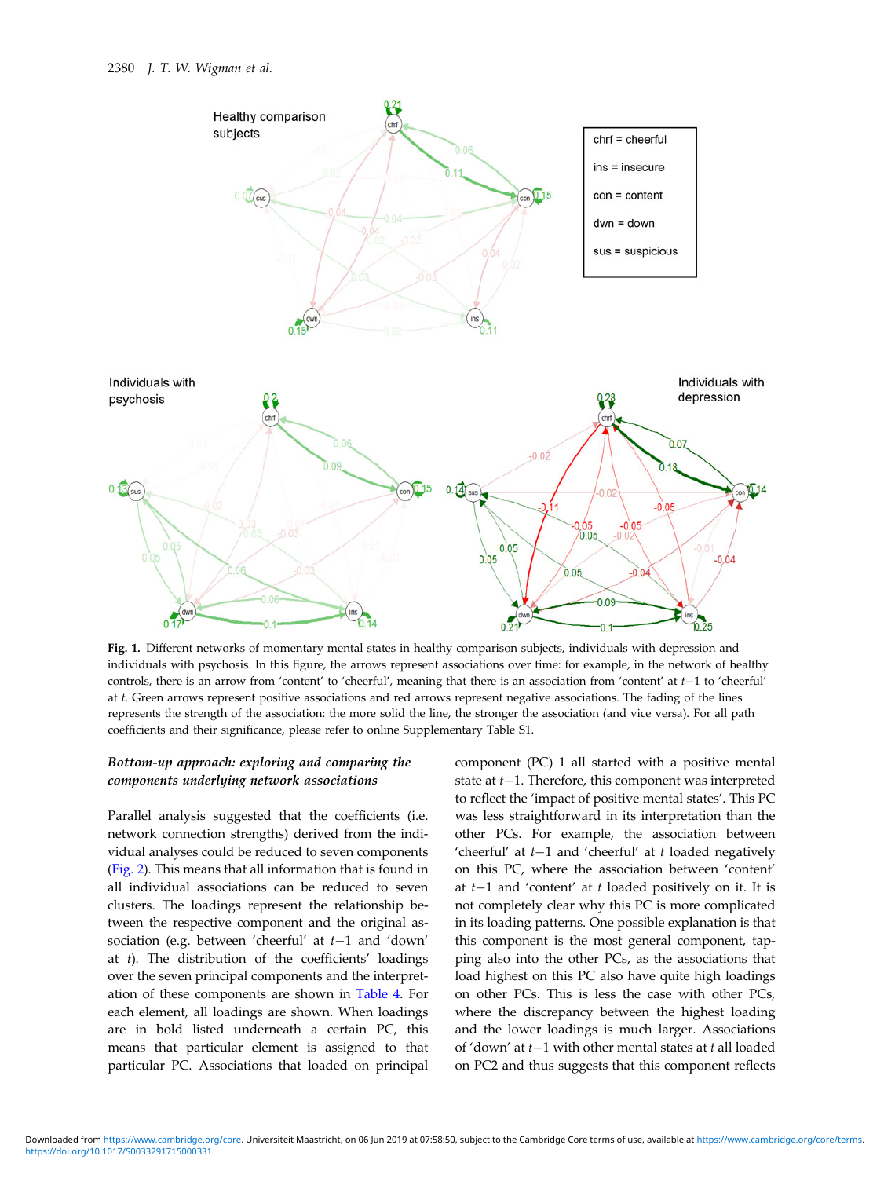**Fig. 1.** Different networks of momentary mental states in healthy comparison subjects, individuals with depression and individuals with psychosis. In this figure, the arrows represent associations over time: for example, in the network of healthy controls, there is an arrow from 'content' to 'cheerful', meaning that there is an association from 'content' at $t-1$ to 'cheerful' at $t$. Green arrows represent positive associations and red arrows represent negative associations. The fading of the lines represents the strength of the association: the more solid the line, the stronger the association (and vice versa). For all path coefficients and their significance, please refer to online Supplementary Table S1.

### *Bottom-up approach: exploring and comparing the components underlying network associations*

Parallel analysis suggested that the coefficients (i.e. network connection strengths) derived from the individual analyses could be reduced to seven components (Fig. 2). This means that all information that is found in all individual associations can be reduced to seven clusters. The loadings represent the relationship between the respective component and the original association (e.g. between 'cheerful' at $t-1$ and 'down' at $t$). The distribution of the coefficients' loadings over the seven principal components and the interpretation of these components are shown in Table 4. For each element, all loadings are shown. When loadings are in bold listed underneath a certain PC, this means that particular element is assigned to that particular PC. Associations that loaded on principal component (PC) 1 all started with a positive mental state at $t-1$. Therefore, this component was interpreted to reflect the 'impact of positive mental states'. This PC was less straightforward in its interpretation than the other PCs. For example, the association between 'cheerful' at $t-1$ and 'cheerful' at $t$ loaded negatively on this PC, where the association between 'content' at $t-1$ and 'content' at $t$ loaded positively on it. It is not completely clear why this PC is more complicated in its loading patterns. One possible explanation is that this component is the most general component, tapping also into the other PCs, as the associations that load highest on this PC also have quite high loadings on other PCs. This is less the case with other PCs, where the discrepancy between the highest loading and the lower loadings is much larger. Associations of 'down' at $t-1$ with other mental states at $t$ all loaded on PC2 and thus suggests that this component reflects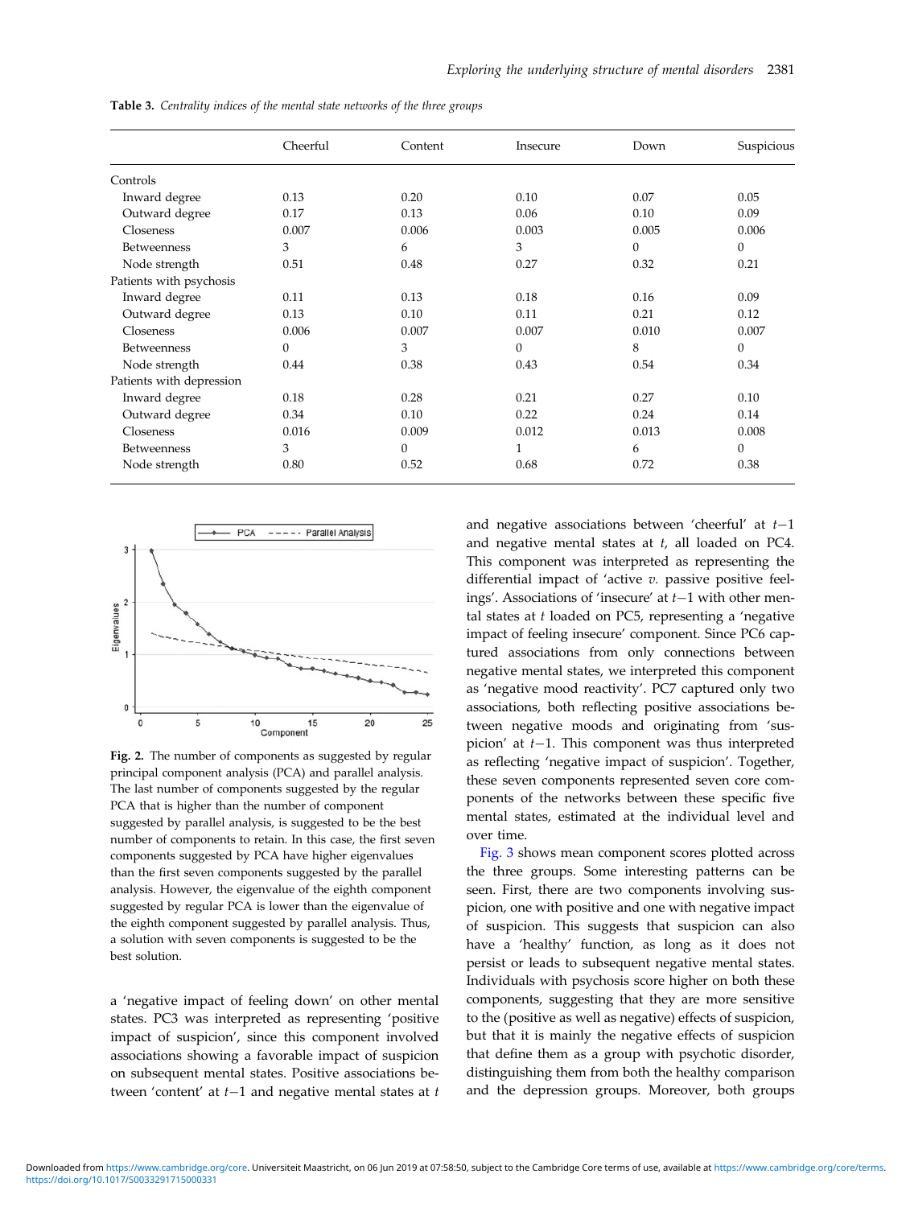**Table 3.** *Centrality indices of the mental state networks of the three groups*

| | Cheerful | Content | Insecure | Down | Suspicious |
|---|---|---|---|---|---|
| Controls | | | | | |
| Inward degree | 0.13 | 0.20 | 0.10 | 0.07 | 0.05 |
| Outward degree | 0.17 | 0.13 | 0.06 | 0.10 | 0.09 |
| Closeness | 0.007 | 0.006 | 0.003 | 0.005 | 0.006 |
| Betweenness | 3 | 6 | 3 | 0 | 0 |
| Node strength | 0.51 | 0.48 | 0.27 | 0.32 | 0.21 |
| Patients with psychosis | | | | | |
| Inward degree | 0.11 | 0.13 | 0.18 | 0.16 | 0.09 |
| Outward degree | 0.13 | 0.10 | 0.11 | 0.21 | 0.12 |
| Closeness | 0.006 | 0.007 | 0.007 | 0.010 | 0.007 |
| Betweenness | 0 | 3 | 0 | 8 | 0 |
| Node strength | 0.44 | 0.38 | 0.43 | 0.54 | 0.34 |
| Patients with depression | | | | | |
| Inward degree | 0.18 | 0.28 | 0.21 | 0.27 | 0.10 |
| Outward degree | 0.34 | 0.10 | 0.22 | 0.24 | 0.14 |
| Closeness | 0.016 | 0.009 | 0.012 | 0.013 | 0.008 |
| Betweenness | 3 | 0 | 1 | 6 | 0 |
| Node strength | 0.80 | 0.52 | 0.68 | 0.72 | 0.38 |

**Fig. 2.** The number of components as suggested by regular principal component analysis (PCA) and parallel analysis. The last number of components suggested by the regular PCA that is higher than the number of component suggested by parallel analysis, is suggested to be the best number of components to retain. In this case, the first seven components suggested by PCA have higher eigenvalues than the first seven components suggested by the parallel analysis. However, the eigenvalue of the eighth component suggested by regular PCA is lower than the eigenvalue of the eighth component suggested by parallel analysis. Thus, a solution with seven components is suggested to be the best solution.

a 'negative impact of feeling down' on other mental states. PC3 was interpreted as representing 'positive impact of suspicion', since this component involved associations showing a favorable impact of suspicion on subsequent mental states. Positive associations between 'content' at $t-1$ and negative mental states at $t$ and negative associations between 'cheerful' at $t-1$ and negative mental states at $t$, all loaded on PC4. This component was interpreted as representing the differential impact of 'active *v.* passive positive feelings'. Associations of 'insecure' at $t-1$ with other mental states at $t$ loaded on PC5, representing a 'negative impact of feeling insecure' component. Since PC6 captured associations from only connections between negative mental states, we interpreted this component as 'negative mood reactivity'. PC7 captured only two associations, both reflecting positive associations between negative moods and originating from 'suspicion' at $t-1$. This component was thus interpreted as reflecting 'negative impact of suspicion'. Together, these seven components represented seven core components of the networks between these specific five mental states, estimated at the individual level and over time.

Fig. 3 shows mean component scores plotted across the three groups. Some interesting patterns can be seen. First, there are two components involving suspicion, one with positive and one with negative impact of suspicion. This suggests that suspicion can also have a 'healthy' function, as long as it does not persist or leads to subsequent negative mental states. Individuals with psychosis score higher on both these components, suggesting that they are more sensitive to the (positive as well as negative) effects of suspicion, but that it is mainly the negative effects of suspicion that define them as a group with psychotic disorder, distinguishing them from both the healthy comparison and the depression groups. Moreover, both groups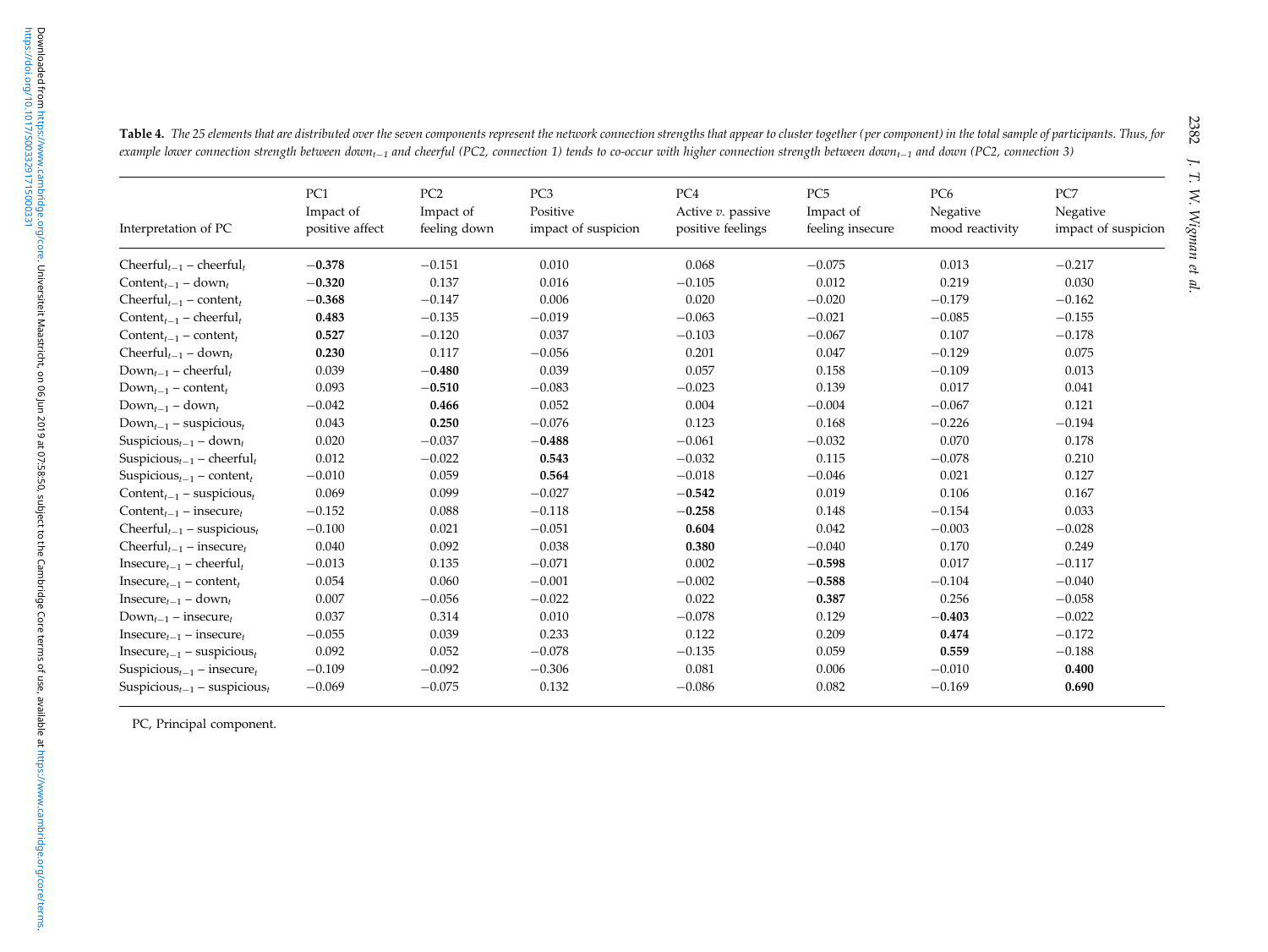**Table 4.** *The 25 elements that are distributed over the seven components represent the network connection strengths that appear to cluster together (per component) in the total sample of participants. Thus, for example lower connection strength between down$_{t-1}$ and cheerful (PC2, connection 1) tends to co-occur with higher connection strength between down$_{t-1}$ and down (PC2, connection 3)*

| Interpretation of PC | PC1 Impact of positive affect | PC2 Impact of feeling down | PC3 Positive impact of suspicion | PC4 Active *v.* passive positive feelings | PC5 Impact of feeling insecure | PC6 Negative mood reactivity | PC7 Negative impact of suspicion |
|---|---|---|---|---|---|---|---|
| Cheerful$_{t-1}$ – cheerful$_t$ | **−0.378** | −0.151 | 0.010 | 0.068 | −0.075 | 0.013 | −0.217 |
| Content$_{t-1}$ – down$_t$ | **−0.320** | 0.137 | 0.016 | −0.105 | 0.012 | 0.219 | 0.030 |
| Cheerful$_{t-1}$ – content$_t$ | **−0.368** | −0.147 | 0.006 | 0.020 | −0.020 | −0.179 | −0.162 |
| Content$_{t-1}$ – cheerful$_t$ | **0.483** | −0.135 | −0.019 | −0.063 | −0.021 | −0.085 | −0.155 |
| Content$_{t-1}$ – content$_t$ | **0.527** | −0.120 | 0.037 | −0.103 | −0.067 | 0.107 | −0.178 |
| Cheerful$_{t-1}$ – down$_t$ | **0.230** | 0.117 | −0.056 | 0.201 | 0.047 | −0.129 | 0.075 |
| Down$_{t-1}$ – cheerful$_t$ | 0.039 | **−0.480** | 0.039 | 0.057 | 0.158 | −0.109 | 0.013 |
| Down$_{t-1}$ – content$_t$ | 0.093 | **−0.510** | −0.083 | −0.023 | 0.139 | 0.017 | 0.041 |
| Down$_{t-1}$ – down$_t$ | −0.042 | **0.466** | 0.052 | 0.004 | −0.004 | −0.067 | 0.121 |
| Down$_{t-1}$ – suspicious$_t$ | 0.043 | **0.250** | −0.076 | 0.123 | 0.168 | −0.226 | −0.194 |
| Suspicious$_{t-1}$ – down$_t$ | 0.020 | −0.037 | **−0.488** | −0.061 | −0.032 | 0.070 | 0.178 |
| Suspicious$_{t-1}$ – cheerful$_t$ | 0.012 | −0.022 | **0.543** | −0.032 | 0.115 | −0.078 | 0.210 |
| Suspicious$_{t-1}$ – content$_t$ | −0.010 | 0.059 | **0.564** | −0.018 | −0.046 | 0.021 | 0.127 |
| Content$_{t-1}$ – suspicious$_t$ | 0.069 | 0.099 | −0.027 | **−0.542** | 0.019 | 0.106 | 0.167 |
| Content$_{t-1}$ – insecure$_t$ | −0.152 | 0.088 | −0.118 | **−0.258** | 0.148 | −0.154 | 0.033 |
| Cheerful$_{t-1}$ – suspicious$_t$ | −0.100 | 0.021 | −0.051 | **0.604** | 0.042 | −0.003 | −0.028 |
| Cheerful$_{t-1}$ – insecure$_t$ | 0.040 | 0.092 | 0.038 | **0.380** | −0.040 | 0.170 | 0.249 |
| Insecure$_{t-1}$ – cheerful$_t$ | −0.013 | 0.135 | −0.071 | 0.002 | **−0.598** | 0.017 | −0.117 |
| Insecure$_{t-1}$ – content$_t$ | 0.054 | 0.060 | −0.001 | −0.002 | **−0.588** | −0.104 | −0.040 |
| Insecure$_{t-1}$ – down$_t$ | 0.007 | −0.056 | −0.022 | 0.022 | **0.387** | 0.256 | −0.058 |
| Down$_{t-1}$ – insecure$_t$ | 0.037 | 0.314 | 0.010 | −0.078 | 0.129 | **−0.403** | −0.022 |
| Insecure$_{t-1}$ – insecure$_t$ | −0.055 | 0.039 | 0.233 | 0.122 | 0.209 | **0.474** | −0.172 |
| Insecure$_{t-1}$ – suspicious$_t$ | 0.092 | 0.052 | −0.078 | −0.135 | 0.059 | **0.559** | −0.188 |
| Suspicious$_{t-1}$ – insecure$_t$ | −0.109 | −0.092 | −0.306 | 0.081 | 0.006 | −0.010 | **0.400** |
| Suspicious$_{t-1}$ – suspicious$_t$ | −0.069 | −0.075 | 0.132 | −0.086 | 0.082 | −0.169 | **0.690** |

PC, Principal component.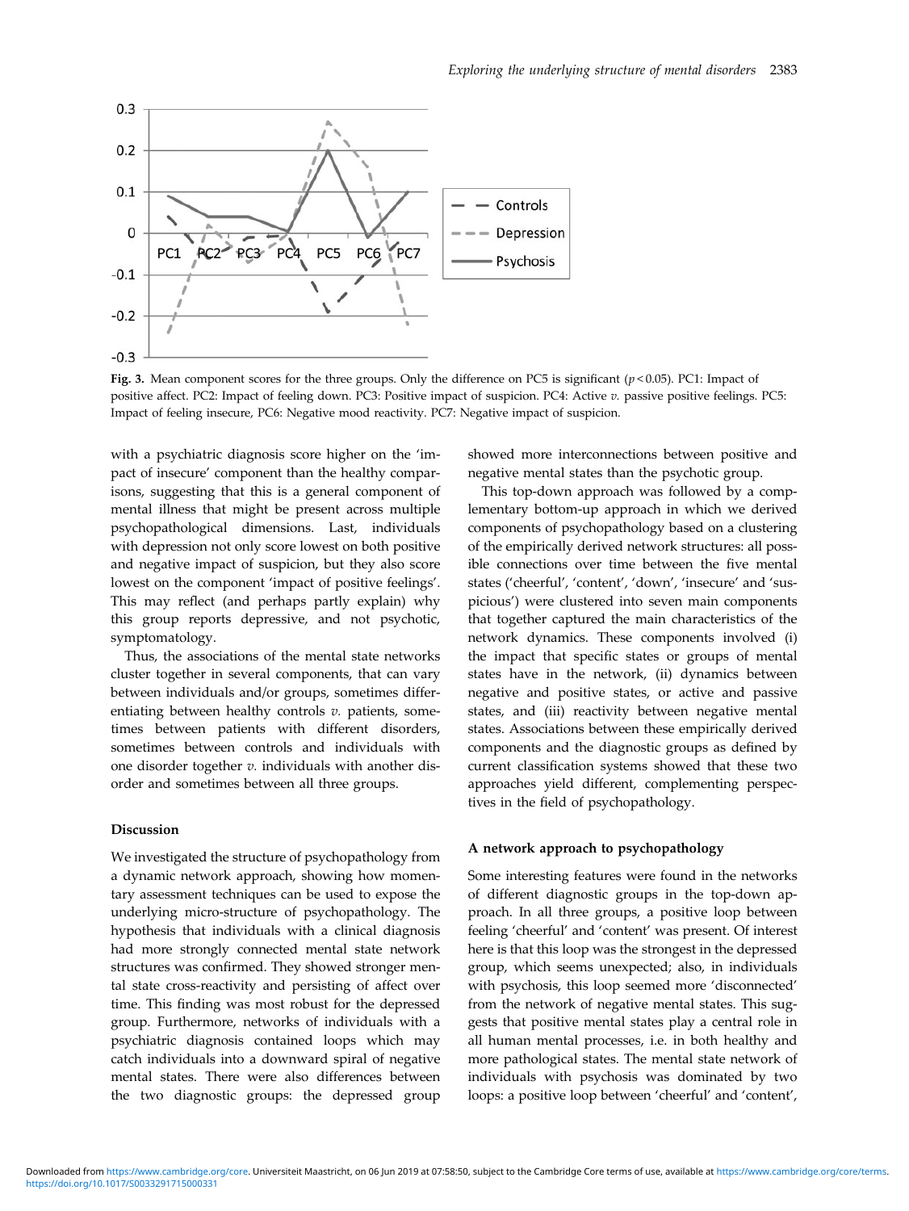**Fig. 3.** Mean component scores for the three groups. Only the difference on PC5 is significant ($p < 0.05$). PC1: Impact of positive affect. PC2: Impact of feeling down. PC3: Positive impact of suspicion. PC4: Active *v.* passive positive feelings. PC5: Impact of feeling insecure, PC6: Negative mood reactivity. PC7: Negative impact of suspicion.

with a psychiatric diagnosis score higher on the 'impact of insecure' component than the healthy comparisons, suggesting that this is a general component of mental illness that might be present across multiple psychopathological dimensions. Last, individuals with depression not only score lowest on both positive and negative impact of suspicion, but they also score lowest on the component 'impact of positive feelings'. This may reflect (and perhaps partly explain) why this group reports depressive, and not psychotic, symptomatology.

Thus, the associations of the mental state networks cluster together in several components, that can vary between individuals and/or groups, sometimes differentiating between healthy controls *v.* patients, sometimes between patients with different disorders, sometimes between controls and individuals with one disorder together *v.* individuals with another disorder and sometimes between all three groups.

### Discussion

We investigated the structure of psychopathology from a dynamic network approach, showing how momentary assessment techniques can be used to expose the underlying micro-structure of psychopathology. The hypothesis that individuals with a clinical diagnosis had more strongly connected mental state network structures was confirmed. They showed stronger mental state cross-reactivity and persisting of affect over time. This finding was most robust for the depressed group. Furthermore, networks of individuals with a psychiatric diagnosis contained loops which may catch individuals into a downward spiral of negative mental states. There were also differences between the two diagnostic groups: the depressed group showed more interconnections between positive and negative mental states than the psychotic group.

This top-down approach was followed by a complementary bottom-up approach in which we derived components of psychopathology based on a clustering of the empirically derived network structures: all possible connections over time between the five mental states ('cheerful', 'content', 'down', 'insecure' and 'suspicious') were clustered into seven main components that together captured the main characteristics of the network dynamics. These components involved (i) the impact that specific states or groups of mental states have in the network, (ii) dynamics between negative and positive states, or active and passive states, and (iii) reactivity between negative mental states. Associations between these empirically derived components and the diagnostic groups as defined by current classification systems showed that these two approaches yield different, complementing perspectives in the field of psychopathology.

### A network approach to psychopathology

Some interesting features were found in the networks of different diagnostic groups in the top-down approach. In all three groups, a positive loop between feeling 'cheerful' and 'content' was present. Of interest here is that this loop was the strongest in the depressed group, which seems unexpected; also, in individuals with psychosis, this loop seemed more 'disconnected' from the network of negative mental states. This suggests that positive mental states play a central role in all human mental processes, i.e. in both healthy and more pathological states. The mental state network of individuals with psychosis was dominated by two loops: a positive loop between 'cheerful' and 'content',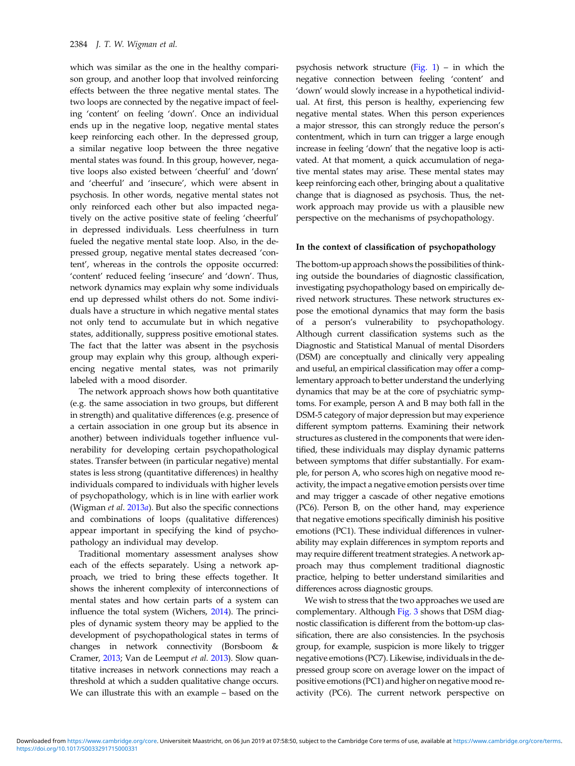which was similar as the one in the healthy comparison group, and another loop that involved reinforcing effects between the three negative mental states. The two loops are connected by the negative impact of feeling 'content' on feeling 'down'. Once an individual ends up in the negative loop, negative mental states keep reinforcing each other. In the depressed group, a similar negative loop between the three negative mental states was found. In this group, however, negative loops also existed between 'cheerful' and 'down' and 'cheerful' and 'insecure', which were absent in psychosis. In other words, negative mental states not only reinforced each other but also impacted negatively on the active positive state of feeling 'cheerful' in depressed individuals. Less cheerfulness in turn fueled the negative mental state loop. Also, in the depressed group, negative mental states decreased 'content', whereas in the controls the opposite occurred: 'content' reduced feeling 'insecure' and 'down'. Thus, network dynamics may explain why some individuals end up depressed whilst others do not. Some individuals have a structure in which negative mental states not only tend to accumulate but in which negative states, additionally, suppress positive emotional states. The fact that the latter was absent in the psychosis group may explain why this group, although experiencing negative mental states, was not primarily labeled with a mood disorder.

The network approach shows how both quantitative (e.g. the same association in two groups, but different in strength) and qualitative differences (e.g. presence of a certain association in one group but its absence in another) between individuals together influence vulnerability for developing certain psychopathological states. Transfer between (in particular negative) mental states is less strong (quantitative differences) in healthy individuals compared to individuals with higher levels of psychopathology, which is in line with earlier work (Wigman *et al.* 2013*a*). But also the specific connections and combinations of loops (qualitative differences) appear important in specifying the kind of psychopathology an individual may develop.

Traditional momentary assessment analyses show each of the effects separately. Using a network approach, we tried to bring these effects together. It shows the inherent complexity of interconnections of mental states and how certain parts of a system can influence the total system (Wichers, 2014). The principles of dynamic system theory may be applied to the development of psychopathological states in terms of changes in network connectivity (Borsboom & Cramer, 2013; Van de Leemput *et al.* 2013). Slow quantitative increases in network connections may reach a threshold at which a sudden qualitative change occurs. We can illustrate this with an example – based on the psychosis network structure (Fig. 1) – in which the negative connection between feeling 'content' and 'down' would slowly increase in a hypothetical individual. At first, this person is healthy, experiencing few negative mental states. When this person experiences a major stressor, this can strongly reduce the person's contentment, which in turn can trigger a large enough increase in feeling 'down' that the negative loop is activated. At that moment, a quick accumulation of negative mental states may arise. These mental states may keep reinforcing each other, bringing about a qualitative change that is diagnosed as psychosis. Thus, the network approach may provide us with a plausible new perspective on the mechanisms of psychopathology.

### In the context of classification of psychopathology

The bottom-up approach shows the possibilities of thinking outside the boundaries of diagnostic classification, investigating psychopathology based on empirically derived network structures. These network structures expose the emotional dynamics that may form the basis of a person's vulnerability to psychopathology. Although current classification systems such as the Diagnostic and Statistical Manual of mental Disorders (DSM) are conceptually and clinically very appealing and useful, an empirical classification may offer a complementary approach to better understand the underlying dynamics that may be at the core of psychiatric symptoms. For example, person A and B may both fall in the DSM-5 category of major depression but may experience different symptom patterns. Examining their network structures as clustered in the components that were identified, these individuals may display dynamic patterns between symptoms that differ substantially. For example, for person A, who scores high on negative mood reactivity, the impact a negative emotion persists over time and may trigger a cascade of other negative emotions (PC6). Person B, on the other hand, may experience that negative emotions specifically diminish his positive emotions (PC1). These individual differences in vulnerability may explain differences in symptom reports and may require different treatment strategies. A network approach may thus complement traditional diagnostic practice, helping to better understand similarities and differences across diagnostic groups.

We wish to stress that the two approaches we used are complementary. Although Fig. 3 shows that DSM diagnostic classification is different from the bottom-up classification, there are also consistencies. In the psychosis group, for example, suspicion is more likely to trigger negative emotions (PC7). Likewise, individuals in the depressed group score on average lower on the impact of positive emotions (PC1) and higher on negative mood reactivity (PC6). The current network perspective on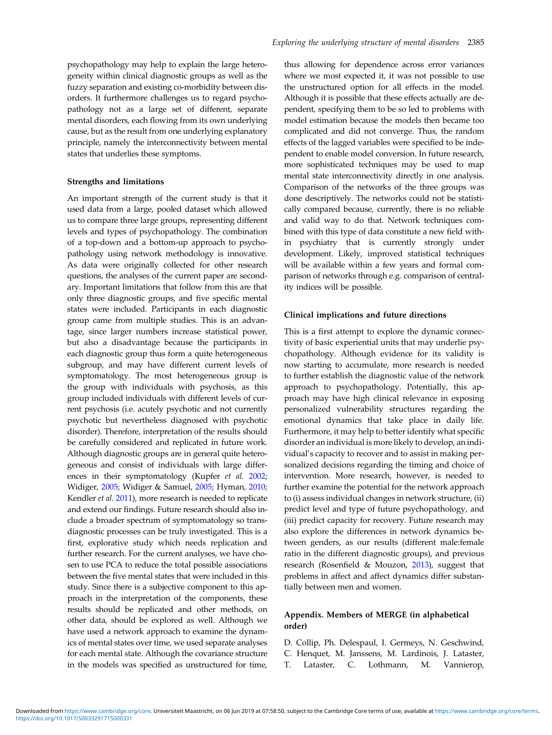psychopathology may help to explain the large heterogeneity within clinical diagnostic groups as well as the fuzzy separation and existing co-morbidity between disorders. It furthermore challenges us to regard psychopathology not as a large set of different, separate mental disorders, each flowing from its own underlying cause, but as the result from one underlying explanatory principle, namely the interconnectivity between mental states that underlies these symptoms.

### Strengths and limitations

An important strength of the current study is that it used data from a large, pooled dataset which allowed us to compare three large groups, representing different levels and types of psychopathology. The combination of a top-down and a bottom-up approach to psychopathology using network methodology is innovative. As data were originally collected for other research questions, the analyses of the current paper are secondary. Important limitations that follow from this are that only three diagnostic groups, and five specific mental states were included. Participants in each diagnostic group came from multiple studies. This is an advantage, since larger numbers increase statistical power, but also a disadvantage because the participants in each diagnostic group thus form a quite heterogeneous subgroup, and may have different current levels of symptomatology. The most heterogeneous group is the group with individuals with psychosis, as this group included individuals with different levels of current psychosis (i.e. acutely psychotic and not currently psychotic but nevertheless diagnosed with psychotic disorder). Therefore, interpretation of the results should be carefully considered and replicated in future work. Although diagnostic groups are in general quite heterogeneous and consist of individuals with large differences in their symptomatology (Kupfer *et al.* 2002; Widiger, 2005; Widiger & Samuel, 2005; Hyman, 2010; Kendler *et al.* 2011), more research is needed to replicate and extend our findings. Future research should also include a broader spectrum of symptomatology so transdiagnostic processes can be truly investigated. This is a first, explorative study which needs replication and further research. For the current analyses, we have chosen to use PCA to reduce the total possible associations between the five mental states that were included in this study. Since there is a subjective component to this approach in the interpretation of the components, these results should be replicated and other methods, on other data, should be explored as well. Although we have used a network approach to examine the dynamics of mental states over time, we used separate analyses for each mental state. Although the covariance structure in the models was specified as unstructured for time, thus allowing for dependence across error variances where we most expected it, it was not possible to use the unstructured option for all effects in the model. Although it is possible that these effects actually are dependent, specifying them to be so led to problems with model estimation because the models then became too complicated and did not converge. Thus, the random effects of the lagged variables were specified to be independent to enable model conversion. In future research, more sophisticated techniques may be used to map mental state interconnectivity directly in one analysis. Comparison of the networks of the three groups was done descriptively. The networks could not be statistically compared because, currently, there is no reliable and valid way to do that. Network techniques combined with this type of data constitute a new field within psychiatry that is currently strongly under development. Likely, improved statistical techniques will be available within a few years and formal comparison of networks through e.g. comparison of centrality indices will be possible.

### Clinical implications and future directions

This is a first attempt to explore the dynamic connectivity of basic experiential units that may underlie psychopathology. Although evidence for its validity is now starting to accumulate, more research is needed to further establish the diagnostic value of the network approach to psychopathology. Potentially, this approach may have high clinical relevance in exposing personalized vulnerability structures regarding the emotional dynamics that take place in daily life. Furthermore, it may help to better identify what specific disorder an individual is more likely to develop, an individual's capacity to recover and to assist in making personalized decisions regarding the timing and choice of intervention. More research, however, is needed to further examine the potential for the network approach to (i) assess individual changes in network structure, (ii) predict level and type of future psychopathology, and (iii) predict capacity for recovery. Future research may also explore the differences in network dynamics between genders, as our results (different male:female ratio in the different diagnostic groups), and previous research (Rosenfield & Mouzon, 2013), suggest that problems in affect and affect dynamics differ substantially between men and women.

### Appendix. Members of MERGE (in alphabetical order)

D. Collip, Ph. Delespaul, I. Germeys, N. Geschwind, C. Henquet, M. Janssens, M. Lardinois, J. Lataster, T. Lataster, C. Lothmann, M. Vannierop,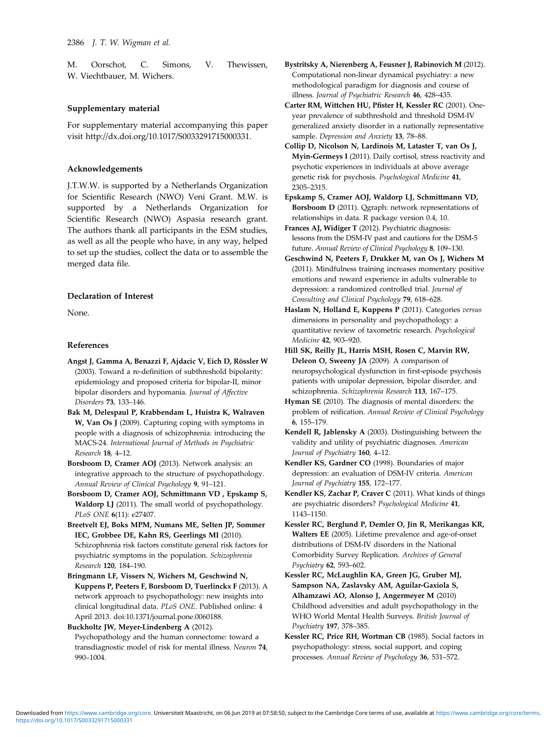M. Oorschot, C. Simons, V. Thewissen, W. Viechtbauer, M. Wichers.

### Supplementary material

For supplementary material accompanying this paper visit http://dx.doi.org/10.1017/S0033291715000331.

### Acknowledgements

J.T.W.W. is supported by a Netherlands Organization for Scientific Research (NWO) Veni Grant. M.W. is supported by a Netherlands Organization for Scientific Research (NWO) Aspasia research grant. The authors thank all participants in the ESM studies, as well as all the people who have, in any way, helped to set up the studies, collect the data or to assemble the merged data file.

### Declaration of Interest

None.

### References

**Angst J, Gamma A, Benazzi F, Ajdacic V, Eich D, Rössler W** (2003). Toward a re-definition of subthreshold bipolarity: epidemiology and proposed criteria for bipolar-II, minor bipolar disorders and hypomania. *Journal of Affective Disorders* **73**, 133–146.

**Bak M, Delespaul P, Krabbendam L, Huistra K, Walraven W, Van Os J** (2009). Capturing coping with symptoms in people with a diagnosis of schizophrenia: introducing the MACS-24. *International Journal of Methods in Psychiatric Research* **18**, 4–12.

**Borsboom D, Cramer AOJ** (2013). Network analysis: an integrative approach to the structure of psychopathology. *Annual Review of Clinical Psychology* **9**, 91–121.

**Borsboom D, Cramer AOJ, Schmittmann VD , Epskamp S, Waldorp LJ** (2011). The small world of psychopathology. *PLoS ONE* **6**(11): e27407.

**Breetvelt EJ, Boks MPM, Numans ME, Selten JP, Sommer IEC, Grobbee DE, Kahn RS, Geerlings MI** (2010). Schizophrenia risk factors constitute general risk factors for psychiatric symptoms in the population. *Schizophrenia Research* **120**, 184–190.

**Bringmann LF, Vissers N, Wichers M, Geschwind N, Kuppens P, Peeters F, Borsboom D, Tuerlinckx F** (2013). A network approach to psychopathology: new insights into clinical longitudinal data. *PLoS ONE*. Published online: 4 April 2013. doi:10.1371/journal.pone.0060188.

**Buckholtz JW, Meyer-Lindenberg A** (2012). Psychopathology and the human connectome: toward a transdiagnostic model of risk for mental illness. *Neuron* **74**, 990–1004.

**Bystritsky A, Nierenberg A, Feusner J, Rabinovich M** (2012). Computational non-linear dynamical psychiatry: a new methodological paradigm for diagnosis and course of illness. *Journal of Psychiatric Research* **46**, 428–435.

**Carter RM, Wittchen HU, Pfister H, Kessler RC** (2001). One-year prevalence of subthreshold and threshold DSM-IV generalized anxiety disorder in a nationally representative sample. *Depression and Anxiety* **13**, 78–88.

**Collip D, Nicolson N, Lardinois M, Lataster T, van Os J, Myin-Germeys I** (2011). Daily cortisol, stress reactivity and psychotic experiences in individuals at above average genetic risk for psychosis. *Psychological Medicine* **41**, 2305–2315.

**Epskamp S, Cramer AOJ, Waldorp LJ, Schmittmann VD, Borsboom D** (2011). Qgraph: network representations of relationships in data. R package version 0.4, 10.

**Frances AJ, Widiger T** (2012). Psychiatric diagnosis: lessons from the DSM-IV past and cautions for the DSM-5 future. *Annual Review of Clinical Psychology* **8**, 109–130.

**Geschwind N, Peeters F, Drukker M, van Os J, Wichers M** (2011). Mindfulness training increases momentary positive emotions and reward experience in adults vulnerable to depression: a randomized controlled trial. *Journal of Consulting and Clinical Psychology* **79**, 618–628.

**Haslam N, Holland E, Kuppens P** (2011). Categories *versus* dimensions in personality and psychopathology: a quantitative review of taxometric research. *Psychological Medicine* **42**, 903–920.

**Hill SK, Reilly JL, Harris MSH, Rosen C, Marvin RW, Deleon O, Sweeny JA** (2009). A comparison of neuropsychological dysfunction in first-episode psychosis patients with unipolar depression, bipolar disorder, and schizophrenia. *Schizophrenia Research* **113**, 167–175.

**Hyman SE** (2010). The diagnosis of mental disorders: the problem of reification. *Annual Review of Clinical Psychology* **6**, 155–179.

**Kendell R, Jablensky A** (2003). Distinguishing between the validity and utility of psychiatric diagnoses. *American Journal of Psychiatry* **160**, 4–12.

**Kendler KS, Gardner CO** (1998). Boundaries of major depression: an evaluation of DSM-IV criteria. *American Journal of Psychiatry* **155**, 172–177.

**Kendler KS, Zachar P, Craver C** (2011). What kinds of things are psychiatric disorders? *Psychological Medicine* **41**, 1143–1150.

**Kessler RC, Berglund P, Demler O, Jin R, Merikangas KR, Walters EE** (2005). Lifetime prevalence and age-of-onset distributions of DSM-IV disorders in the National Comorbidity Survey Replication. *Archives of General Psychiatry* **62**, 593–602.

**Kessler RC, McLaughlin KA, Green JG, Gruber MJ, Sampson NA, Zaslavsky AM, Aguilar-Gaxiola S, Alhamzawi AO, Alonso J, Angermeyer M** (2010) Childhood adversities and adult psychopathology in the WHO World Mental Health Surveys. *British Journal of Psychiatry* **197**, 378–385.

**Kessler RC, Price RH, Wortman CB** (1985). Social factors in psychopathology: stress, social support, and coping processes. *Annual Review of Psychology* **36**, 531–572.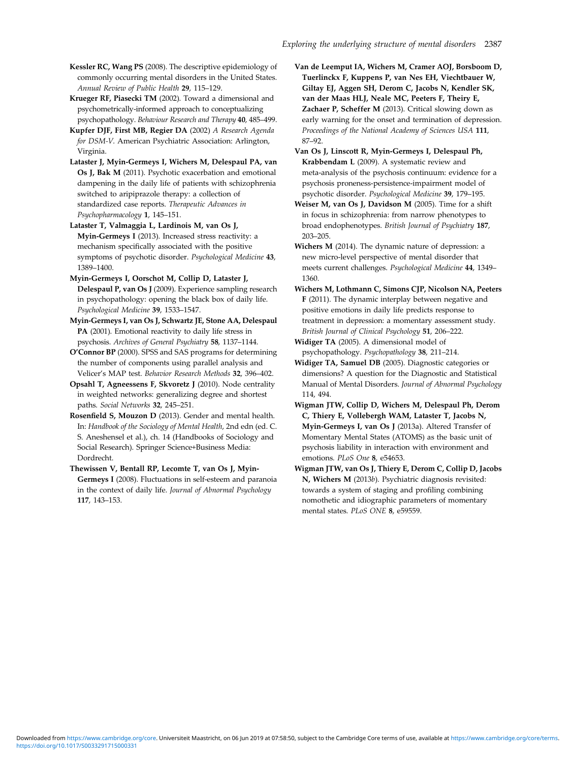**Kessler RC, Wang PS** (2008). The descriptive epidemiology of commonly occurring mental disorders in the United States. *Annual Review of Public Health* **29**, 115–129.

**Krueger RF, Piasecki TM** (2002). Toward a dimensional and psychometrically-informed approach to conceptualizing psychopathology. *Behaviour Research and Therapy* **40**, 485–499.

**Kupfer DJF, First MB, Regier DA** (2002) *A Research Agenda for DSM-V*. American Psychiatric Association: Arlington, Virginia.

**Lataster J, Myin-Germeys I, Wichers M, Delespaul PA, van Os J, Bak M** (2011). Psychotic exacerbation and emotional dampening in the daily life of patients with schizophrenia switched to aripiprazole therapy: a collection of standardized case reports. *Therapeutic Advances in Psychopharmacology* **1**, 145–151.

**Lataster T, Valmaggia L, Lardinois M, van Os J, Myin-Germeys I** (2013). Increased stress reactivity: a mechanism specifically associated with the positive symptoms of psychotic disorder. *Psychological Medicine* **43**, 1389–1400.

**Myin-Germeys I, Oorschot M, Collip D, Lataster J, Delespaul P, van Os J** (2009). Experience sampling research in psychopathology: opening the black box of daily life. *Psychological Medicine* **39**, 1533–1547.

**Myin-Germeys I, van Os J, Schwartz JE, Stone AA, Delespaul PA** (2001). Emotional reactivity to daily life stress in psychosis. *Archives of General Psychiatry* **58**, 1137–1144.

**O'Connor BP** (2000). SPSS and SAS programs for determining the number of components using parallel analysis and Velicer's MAP test. *Behavior Research Methods* **32**, 396–402.

**Opsahl T, Agneessens F, Skvoretz J** (2010). Node centrality in weighted networks: generalizing degree and shortest paths. *Social Networks* **32**, 245–251.

**Rosenfield S, Mouzon D** (2013). Gender and mental health. In: *Handbook of the Sociology of Mental Health*, 2nd edn (ed. C. S. Aneshensel et al.), ch. 14 (Handbooks of Sociology and Social Research). Springer Science+Business Media: Dordrecht.

**Thewissen V, Bentall RP, Lecomte T, van Os J, Myin-Germeys I** (2008). Fluctuations in self-esteem and paranoia in the context of daily life. *Journal of Abnormal Psychology* **117**, 143–153.

**Van de Leemput IA, Wichers M, Cramer AOJ, Borsboom D, Tuerlinckx F, Kuppens P, van Nes EH, Viechtbauer W, Giltay EJ, Aggen SH, Derom C, Jacobs N, Kendler SK, van der Maas HLJ, Neale MC, Peeters F, Theiry E, Zachaer P, Scheffer M** (2013). Critical slowing down as early warning for the onset and termination of depression. *Proceedings of the National Academy of Sciences USA* **111**, 87–92.

**Van Os J, Linscott R, Myin-Germeys I, Delespaul Ph, Krabbendam L** (2009). A systematic review and meta-analysis of the psychosis continuum: evidence for a psychosis proneness-persistence-impairment model of psychotic disorder. *Psychological Medicine* **39**, 179–195.

**Weiser M, van Os J, Davidson M** (2005). Time for a shift in focus in schizophrenia: from narrow phenotypes to broad endophenotypes. *British Journal of Psychiatry* **187**, 203–205.

**Wichers M** (2014). The dynamic nature of depression: a new micro-level perspective of mental disorder that meets current challenges. *Psychological Medicine* **44**, 1349–1360.

**Wichers M, Lothmann C, Simons CJP, Nicolson NA, Peeters F** (2011). The dynamic interplay between negative and positive emotions in daily life predicts response to treatment in depression: a momentary assessment study. *British Journal of Clinical Psychology* **51**, 206–222.

**Widiger TA** (2005). A dimensional model of psychopathology. *Psychopathology* **38**, 211–214.

**Widiger TA, Samuel DB** (2005). Diagnostic categories or dimensions? A question for the Diagnostic and Statistical Manual of Mental Disorders. *Journal of Abnormal Psychology* 114, 494.

**Wigman JTW, Collip D, Wichers M, Delespaul Ph, Derom C, Thiery E, Vollebergh WAM, Lataster T, Jacobs N, Myin-Germeys I, van Os J** (2013*a*). Altered Transfer of Momentary Mental States (ATOMS) as the basic unit of psychosis liability in interaction with environment and emotions. *PLoS One* **8**, e54653.

**Wigman JTW, van Os J, Thiery E, Derom C, Collip D, Jacobs N, Wichers M** (2013*b*). Psychiatric diagnosis revisited: towards a system of staging and profiling combining nomothetic and idiographic parameters of momentary mental states. *PLoS ONE* **8**, e59559.